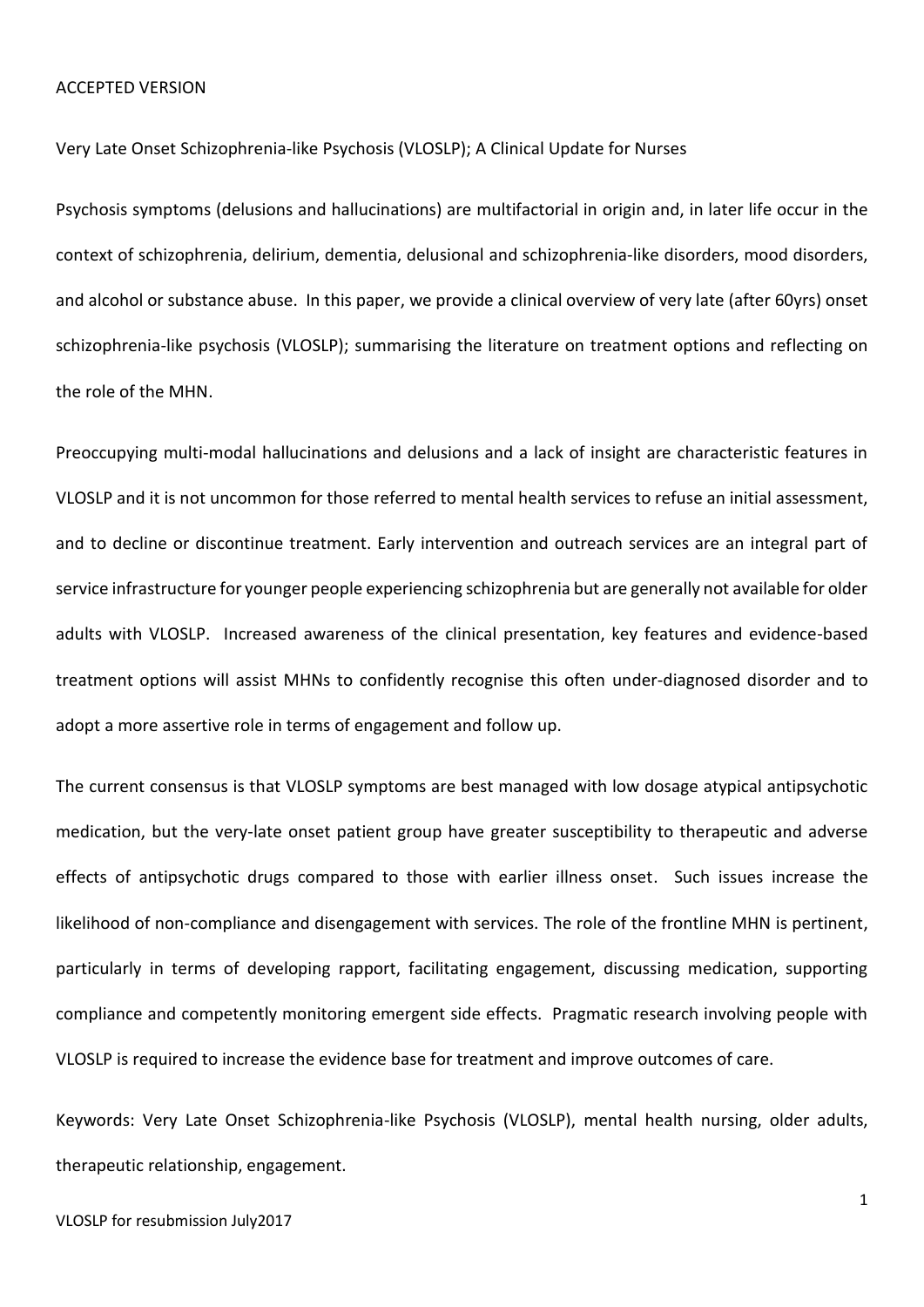ACCEPTED VERSION

# Very Late Onset Schizophrenia-like Psychosis (VLOSLP); A Clinical Update for Nurses

Psychosis symptoms (delusions and hallucinations) are multifactorial in origin and, in later life occur in the context of schizophrenia, delirium, dementia, delusional and schizophrenia-like disorders, mood disorders, and alcohol or substance abuse. In this paper, we provide a clinical overview of very late (after 60yrs) onset schizophrenia-like psychosis (VLOSLP); summarising the literature on treatment options and reflecting on the role of the MHN.

Preoccupying multi-modal hallucinations and delusions and a lack of insight are characteristic features in VLOSLP and it is not uncommon for those referred to mental health services to refuse an initial assessment, and to decline or discontinue treatment. Early intervention and outreach services are an integral part of service infrastructure for younger people experiencing schizophrenia but are generally not available for older adults with VLOSLP. Increased awareness of the clinical presentation, key features and evidence-based treatment options will assist MHNs to confidently recognise this often under-diagnosed disorder and to adopt a more assertive role in terms of engagement and follow up.

The current consensus is that VLOSLP symptoms are best managed with low dosage atypical antipsychotic medication, but the very-late onset patient group have greater susceptibility to therapeutic and adverse effects of antipsychotic drugs compared to those with earlier illness onset. Such issues increase the likelihood of non-compliance and disengagement with services. The role of the frontline MHN is pertinent, particularly in terms of developing rapport, facilitating engagement, discussing medication, supporting compliance and competently monitoring emergent side effects. Pragmatic research involving people with VLOSLP is required to increase the evidence base for treatment and improve outcomes of care.

Keywords: Very Late Onset Schizophrenia-like Psychosis (VLOSLP), mental health nursing, older adults, therapeutic relationship, engagement.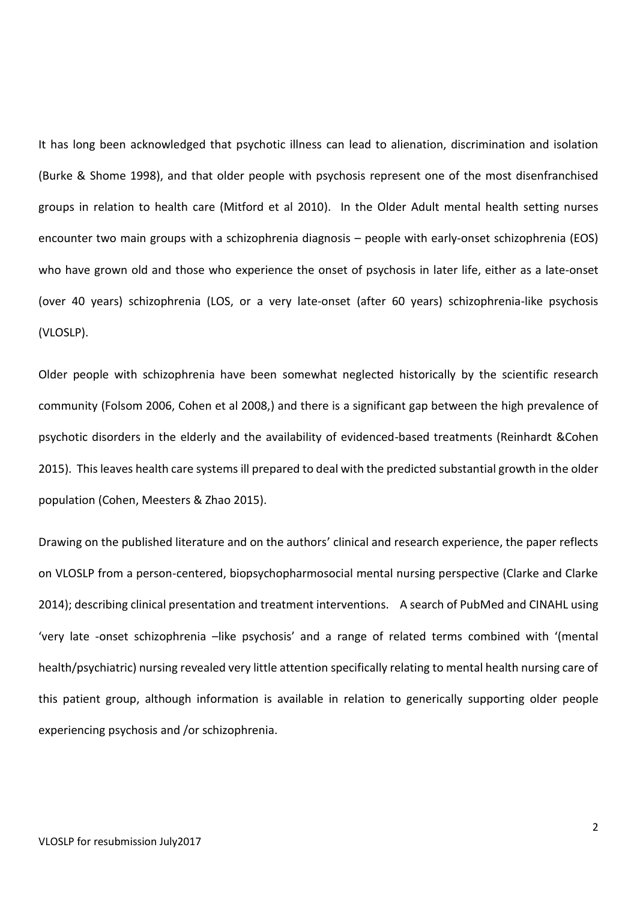It has long been acknowledged that psychotic illness can lead to alienation, discrimination and isolation (Burke & Shome 1998), and that older people with psychosis represent one of the most disenfranchised groups in relation to health care (Mitford et al 2010). In the Older Adult mental health setting nurses encounter two main groups with a schizophrenia diagnosis – people with early-onset schizophrenia (EOS) who have grown old and those who experience the onset of psychosis in later life, either as a late-onset (over 40 years) schizophrenia (LOS, or a very late-onset (after 60 years) schizophrenia-like psychosis (VLOSLP).

Older people with schizophrenia have been somewhat neglected historically by the scientific research community (Folsom 2006, Cohen et al 2008,) and there is a significant gap between the high prevalence of psychotic disorders in the elderly and the availability of evidenced-based treatments (Reinhardt &Cohen 2015). This leaves health care systems ill prepared to deal with the predicted substantial growth in the older population (Cohen, Meesters & Zhao 2015).

Drawing on the published literature and on the authors' clinical and research experience, the paper reflects on VLOSLP from a person-centered, biopsychopharmosocial mental nursing perspective (Clarke and Clarke 2014); describing clinical presentation and treatment interventions. A search of PubMed and CINAHL using 'very late -onset schizophrenia –like psychosis' and a range of related terms combined with '(mental health/psychiatric) nursing revealed very little attention specifically relating to mental health nursing care of this patient group, although information is available in relation to generically supporting older people experiencing psychosis and /or schizophrenia.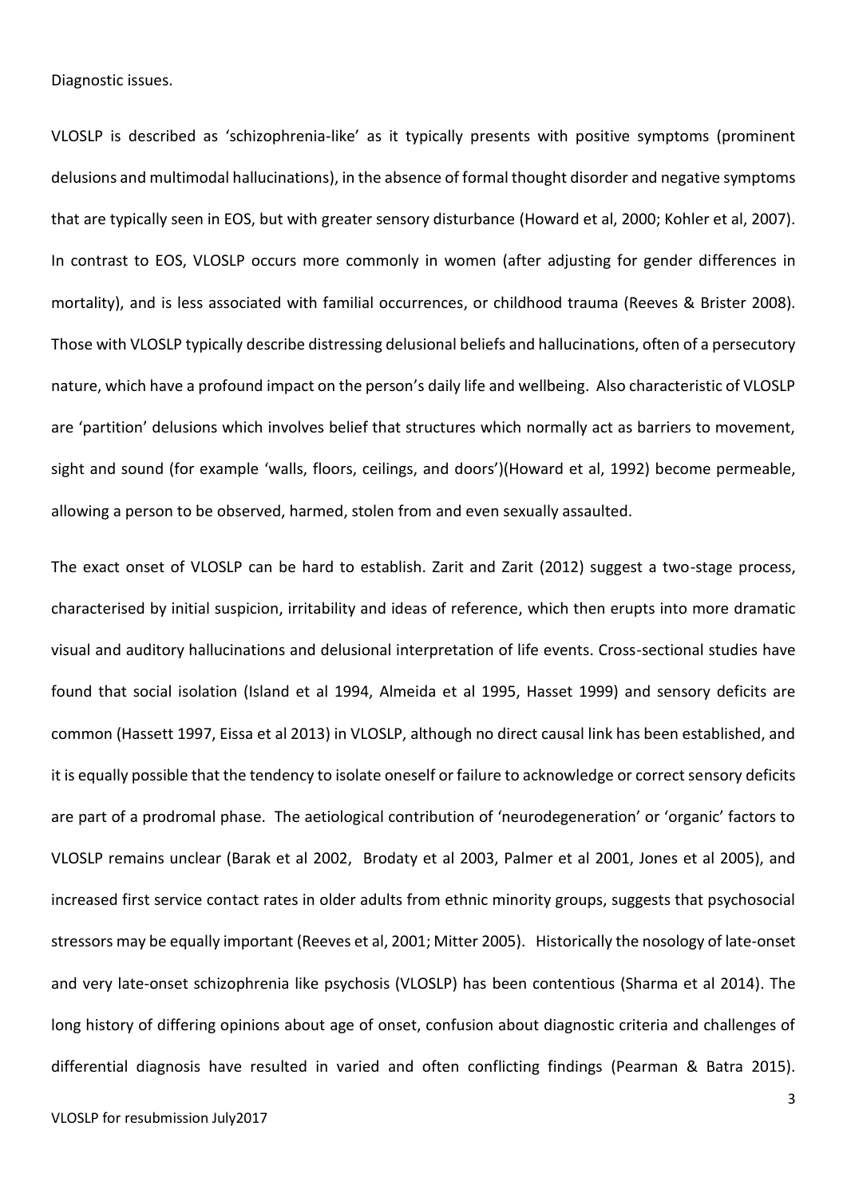Diagnostic issues.

VLOSLP is described as 'schizophrenia-like' as it typically presents with positive symptoms (prominent delusions and multimodal hallucinations), in the absence of formal thought disorder and negative symptoms that are typically seen in EOS, but with greater sensory disturbance (Howard et al, 2000; Kohler et al, 2007). In contrast to EOS, VLOSLP occurs more commonly in women (after adjusting for gender differences in mortality), and is less associated with familial occurrences, or childhood trauma (Reeves & Brister 2008). Those with VLOSLP typically describe distressing delusional beliefs and hallucinations, often of a persecutory nature, which have a profound impact on the person's daily life and wellbeing. Also characteristic of VLOSLP are 'partition' delusions which involves belief that structures which normally act as barriers to movement, sight and sound (for example 'walls, floors, ceilings, and doors')(Howard et al, 1992) become permeable, allowing a person to be observed, harmed, stolen from and even sexually assaulted.

The exact onset of VLOSLP can be hard to establish. Zarit and Zarit (2012) suggest a two-stage process, characterised by initial suspicion, irritability and ideas of reference, which then erupts into more dramatic visual and auditory hallucinations and delusional interpretation of life events. Cross-sectional studies have found that social isolation (Island et al 1994, Almeida et al 1995, Hasset 1999) and sensory deficits are common (Hassett 1997, Eissa et al 2013) in VLOSLP, although no direct causal link has been established, and it is equally possible that the tendency to isolate oneself or failure to acknowledge or correct sensory deficits are part of a prodromal phase. The aetiological contribution of 'neurodegeneration' or 'organic' factors to VLOSLP remains unclear (Barak et al 2002, Brodaty et al 2003, Palmer et al 2001, Jones et al 2005), and increased first service contact rates in older adults from ethnic minority groups, suggests that psychosocial stressors may be equally important (Reeves et al, 2001; Mitter 2005). Historically the nosology of late-onset and very late-onset schizophrenia like psychosis (VLOSLP) has been contentious (Sharma et al 2014). The long history of differing opinions about age of onset, confusion about diagnostic criteria and challenges of differential diagnosis have resulted in varied and often conflicting findings (Pearman & Batra 2015).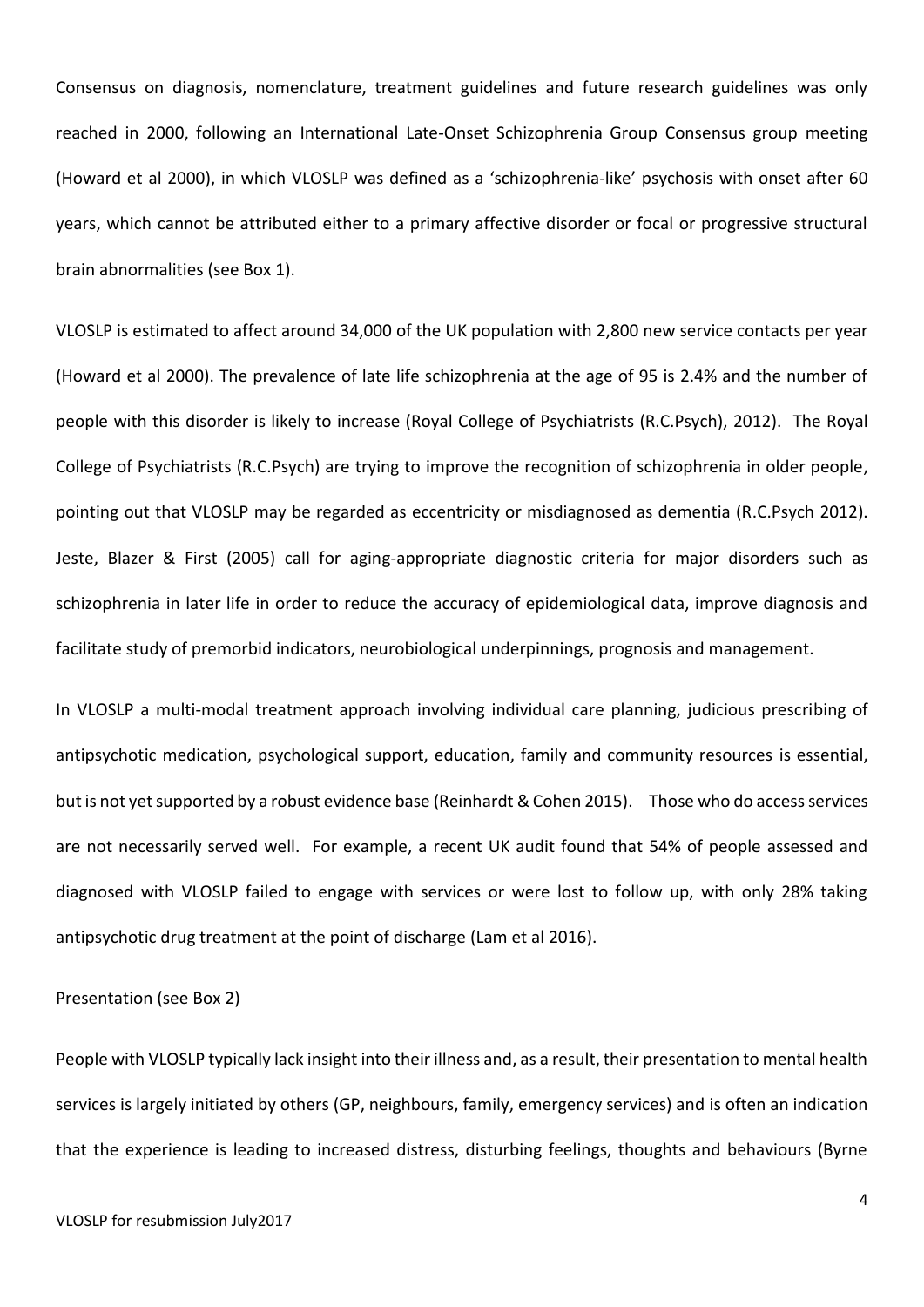Consensus on diagnosis, nomenclature, treatment guidelines and future research guidelines was only reached in 2000, following an International Late-Onset Schizophrenia Group Consensus group meeting (Howard et al 2000), in which VLOSLP was defined as a 'schizophrenia-like' psychosis with onset after 60 years, which cannot be attributed either to a primary affective disorder or focal or progressive structural brain abnormalities (see Box 1).

VLOSLP is estimated to affect around 34,000 of the UK population with 2,800 new service contacts per year (Howard et al 2000). The prevalence of late life schizophrenia at the age of 95 is 2.4% and the number of people with this disorder is likely to increase (Royal College of Psychiatrists (R.C.Psych), 2012). The Royal College of Psychiatrists (R.C.Psych) are trying to improve the recognition of schizophrenia in older people, pointing out that VLOSLP may be regarded as eccentricity or misdiagnosed as dementia (R.C.Psych 2012). Jeste, Blazer & First (2005) call for aging-appropriate diagnostic criteria for major disorders such as schizophrenia in later life in order to reduce the accuracy of epidemiological data, improve diagnosis and facilitate study of premorbid indicators, neurobiological underpinnings, prognosis and management.

In VLOSLP a multi-modal treatment approach involving individual care planning, judicious prescribing of antipsychotic medication, psychological support, education, family and community resources is essential, but is not yet supported by a robust evidence base (Reinhardt & Cohen 2015). Those who do access services are not necessarily served well. For example, a recent UK audit found that 54% of people assessed and diagnosed with VLOSLP failed to engage with services or were lost to follow up, with only 28% taking antipsychotic drug treatment at the point of discharge (Lam et al 2016).

Presentation (see Box 2)

People with VLOSLP typically lack insight into their illness and, as a result, their presentation to mental health services is largely initiated by others (GP, neighbours, family, emergency services) and is often an indication that the experience is leading to increased distress, disturbing feelings, thoughts and behaviours (Byrne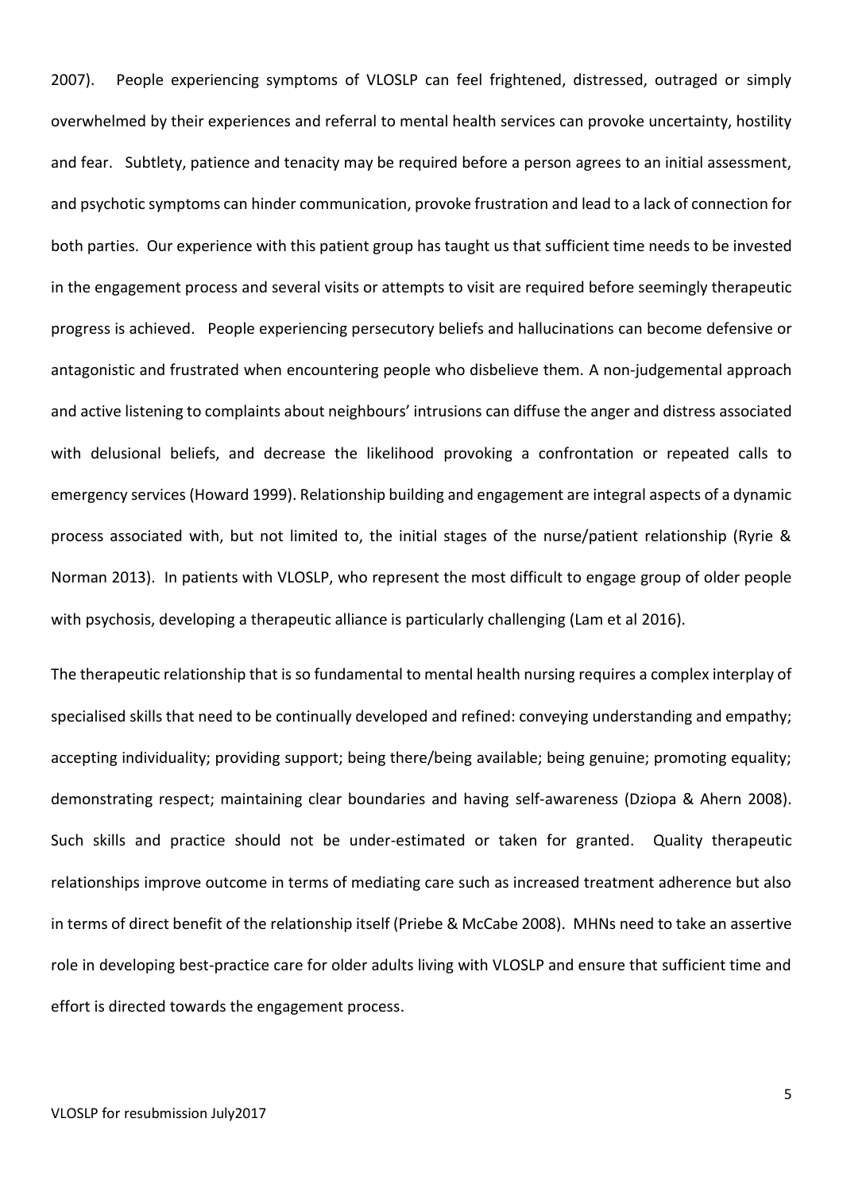2007). People experiencing symptoms of VLOSLP can feel frightened, distressed, outraged or simply overwhelmed by their experiences and referral to mental health services can provoke uncertainty, hostility and fear. Subtlety, patience and tenacity may be required before a person agrees to an initial assessment, and psychotic symptoms can hinder communication, provoke frustration and lead to a lack of connection for both parties. Our experience with this patient group has taught us that sufficient time needs to be invested in the engagement process and several visits or attempts to visit are required before seemingly therapeutic progress is achieved. People experiencing persecutory beliefs and hallucinations can become defensive or antagonistic and frustrated when encountering people who disbelieve them. A non-judgemental approach and active listening to complaints about neighbours' intrusions can diffuse the anger and distress associated with delusional beliefs, and decrease the likelihood provoking a confrontation or repeated calls to emergency services (Howard 1999). Relationship building and engagement are integral aspects of a dynamic process associated with, but not limited to, the initial stages of the nurse/patient relationship (Ryrie & Norman 2013). In patients with VLOSLP, who represent the most difficult to engage group of older people with psychosis, developing a therapeutic alliance is particularly challenging (Lam et al 2016).

The therapeutic relationship that is so fundamental to mental health nursing requires a complex interplay of specialised skills that need to be continually developed and refined: conveying understanding and empathy; accepting individuality; providing support; being there/being available; being genuine; promoting equality; demonstrating respect; maintaining clear boundaries and having self-awareness (Dziopa & Ahern 2008). Such skills and practice should not be under-estimated or taken for granted. Quality therapeutic relationships improve outcome in terms of mediating care such as increased treatment adherence but also in terms of direct benefit of the relationship itself (Priebe & McCabe 2008). MHNs need to take an assertive role in developing best-practice care for older adults living with VLOSLP and ensure that sufficient time and effort is directed towards the engagement process.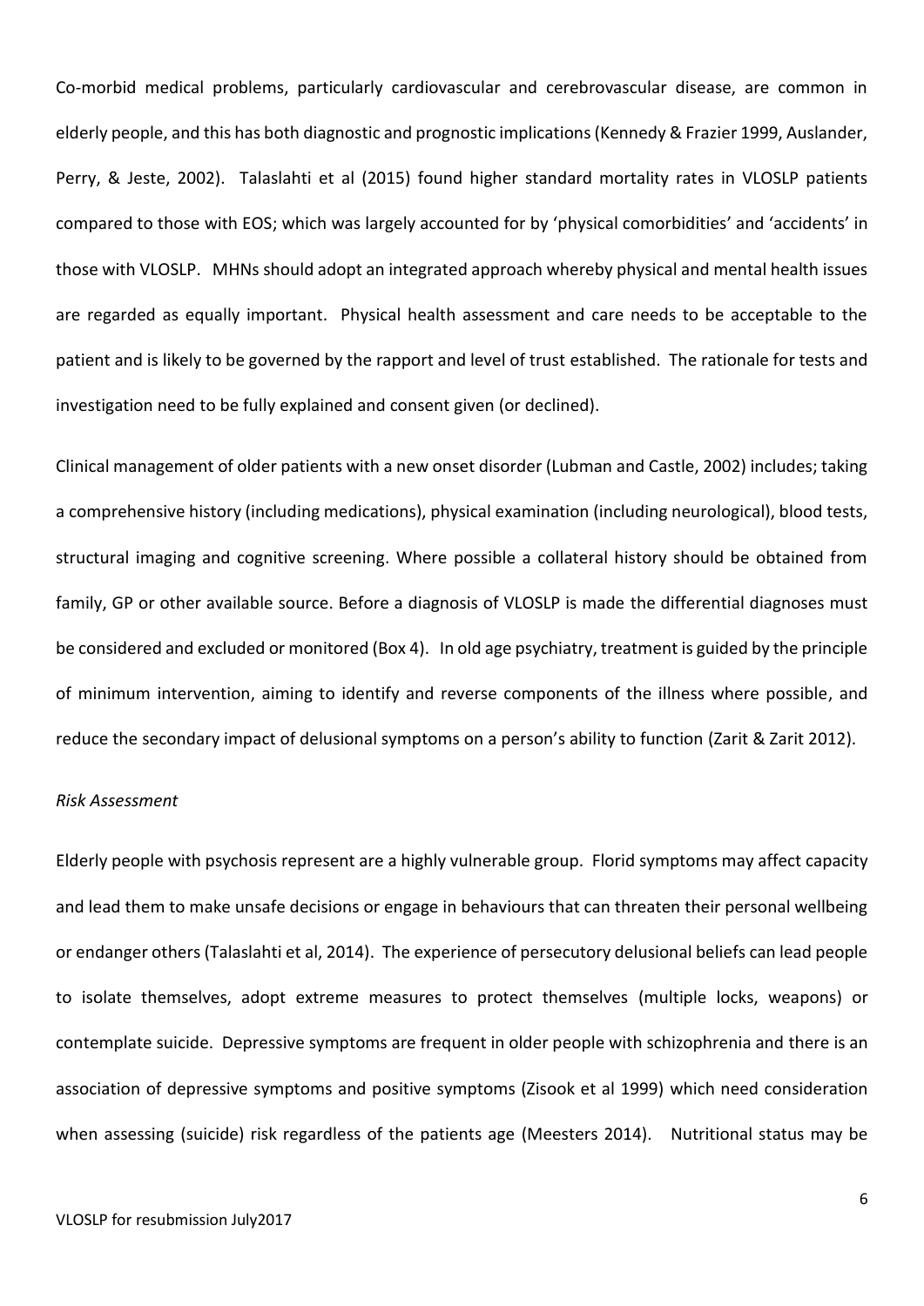Co-morbid medical problems, particularly cardiovascular and cerebrovascular disease, are common in elderly people, and this has both diagnostic and prognostic implications (Kennedy & Frazier 1999, Auslander, Perry, & Jeste, 2002). Talaslahti et al (2015) found higher standard mortality rates in VLOSLP patients compared to those with EOS; which was largely accounted for by 'physical comorbidities' and 'accidents' in those with VLOSLP. MHNs should adopt an integrated approach whereby physical and mental health issues are regarded as equally important. Physical health assessment and care needs to be acceptable to the patient and is likely to be governed by the rapport and level of trust established. The rationale for tests and investigation need to be fully explained and consent given (or declined).

Clinical management of older patients with a new onset disorder (Lubman and Castle, 2002) includes; taking a comprehensive history (including medications), physical examination (including neurological), blood tests, structural imaging and cognitive screening. Where possible a collateral history should be obtained from family, GP or other available source. Before a diagnosis of VLOSLP is made the differential diagnoses must be considered and excluded or monitored (Box 4). In old age psychiatry, treatment is guided by the principle of minimum intervention, aiming to identify and reverse components of the illness where possible, and reduce the secondary impact of delusional symptoms on a person's ability to function (Zarit & Zarit 2012).

*Risk Assessment*

Elderly people with psychosis represent are a highly vulnerable group. Florid symptoms may affect capacity and lead them to make unsafe decisions or engage in behaviours that can threaten their personal wellbeing or endanger others (Talaslahti et al, 2014). The experience of persecutory delusional beliefs can lead people to isolate themselves, adopt extreme measures to protect themselves (multiple locks, weapons) or contemplate suicide. Depressive symptoms are frequent in older people with schizophrenia and there is an association of depressive symptoms and positive symptoms (Zisook et al 1999) which need consideration when assessing (suicide) risk regardless of the patients age (Meesters 2014). Nutritional status may be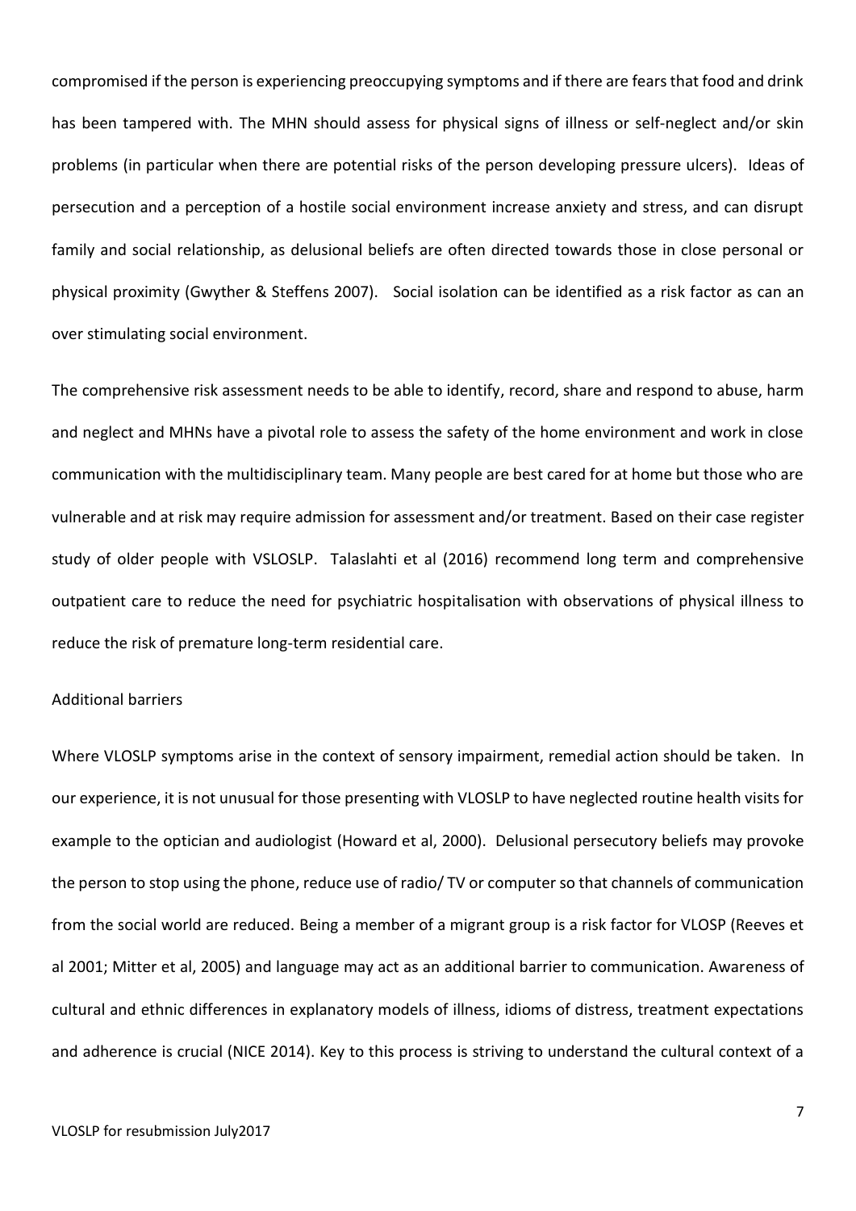compromised if the person is experiencing preoccupying symptoms and if there are fears that food and drink has been tampered with. The MHN should assess for physical signs of illness or self-neglect and/or skin problems (in particular when there are potential risks of the person developing pressure ulcers). Ideas of persecution and a perception of a hostile social environment increase anxiety and stress, and can disrupt family and social relationship, as delusional beliefs are often directed towards those in close personal or physical proximity (Gwyther & Steffens 2007). Social isolation can be identified as a risk factor as can an over stimulating social environment.

The comprehensive risk assessment needs to be able to identify, record, share and respond to abuse, harm and neglect and MHNs have a pivotal role to assess the safety of the home environment and work in close communication with the multidisciplinary team. Many people are best cared for at home but those who are vulnerable and at risk may require admission for assessment and/or treatment. Based on their case register study of older people with VSLOSLP. Talaslahti et al (2016) recommend long term and comprehensive outpatient care to reduce the need for psychiatric hospitalisation with observations of physical illness to reduce the risk of premature long-term residential care.

Additional barriers

Where VLOSLP symptoms arise in the context of sensory impairment, remedial action should be taken. In our experience, it is not unusual for those presenting with VLOSLP to have neglected routine health visits for example to the optician and audiologist (Howard et al, 2000). Delusional persecutory beliefs may provoke the person to stop using the phone, reduce use of radio/ TV or computer so that channels of communication from the social world are reduced. Being a member of a migrant group is a risk factor for VLOSP (Reeves et al 2001; Mitter et al, 2005) and language may act as an additional barrier to communication. Awareness of cultural and ethnic differences in explanatory models of illness, idioms of distress, treatment expectations and adherence is crucial (NICE 2014). Key to this process is striving to understand the cultural context of a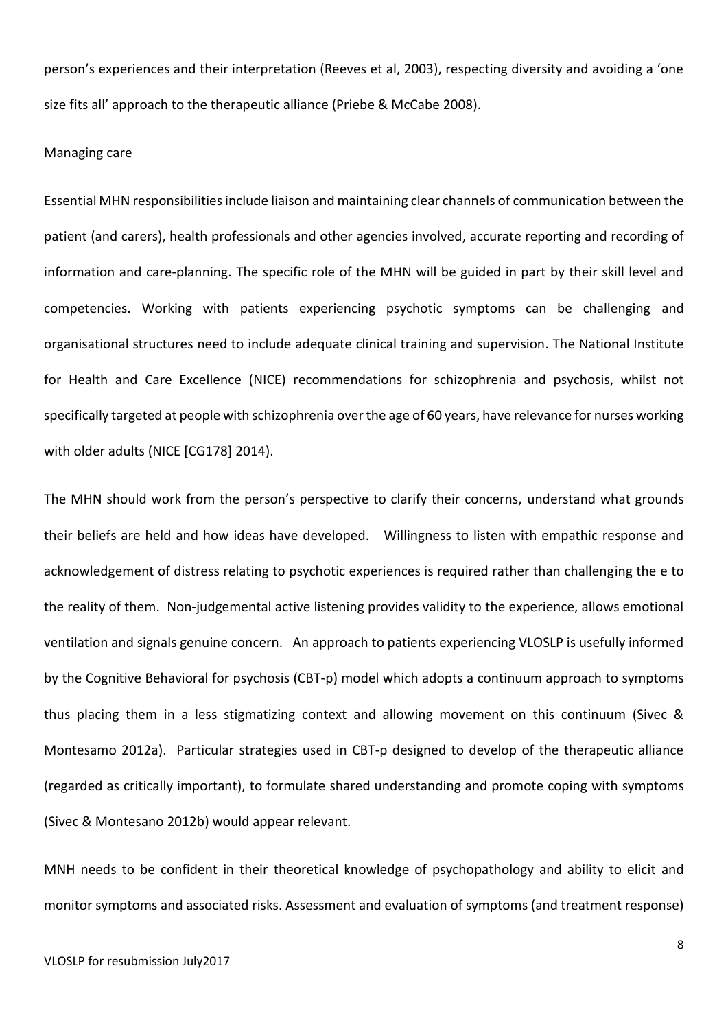person's experiences and their interpretation (Reeves et al, 2003), respecting diversity and avoiding a 'one size fits all' approach to the therapeutic alliance (Priebe & McCabe 2008).

Managing care

Essential MHN responsibilities include liaison and maintaining clear channels of communication between the patient (and carers), health professionals and other agencies involved, accurate reporting and recording of information and care-planning. The specific role of the MHN will be guided in part by their skill level and competencies. Working with patients experiencing psychotic symptoms can be challenging and organisational structures need to include adequate clinical training and supervision. The National Institute for Health and Care Excellence (NICE) recommendations for schizophrenia and psychosis, whilst not specifically targeted at people with schizophrenia over the age of 60 years, have relevance for nurses working with older adults (NICE [CG178] 2014).

The MHN should work from the person's perspective to clarify their concerns, understand what grounds their beliefs are held and how ideas have developed. Willingness to listen with empathic response and acknowledgement of distress relating to psychotic experiences is required rather than challenging the e to the reality of them. Non-judgemental active listening provides validity to the experience, allows emotional ventilation and signals genuine concern. An approach to patients experiencing VLOSLP is usefully informed by the Cognitive Behavioral for psychosis (CBT-p) model which adopts a continuum approach to symptoms thus placing them in a less stigmatizing context and allowing movement on this continuum (Sivec & Montesamo 2012a). Particular strategies used in CBT-p designed to develop of the therapeutic alliance (regarded as critically important), to formulate shared understanding and promote coping with symptoms (Sivec & Montesano 2012b) would appear relevant.

MNH needs to be confident in their theoretical knowledge of psychopathology and ability to elicit and monitor symptoms and associated risks. Assessment and evaluation of symptoms (and treatment response)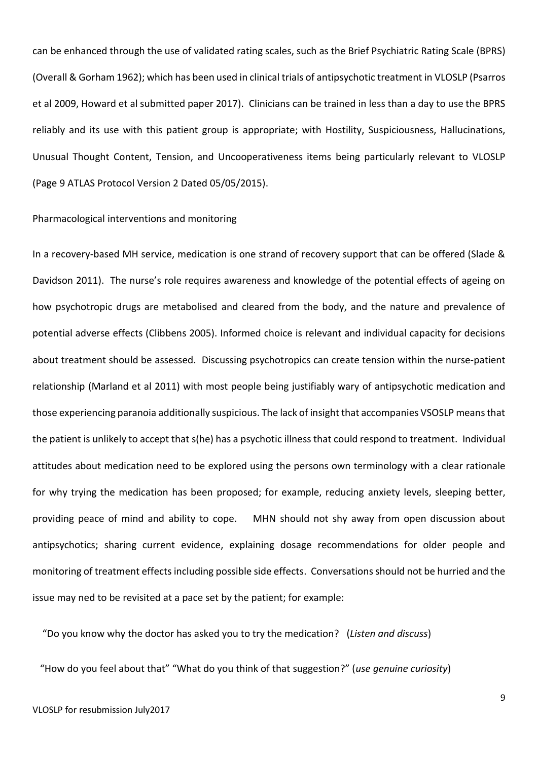can be enhanced through the use of validated rating scales, such as the Brief Psychiatric Rating Scale (BPRS) (Overall & Gorham 1962); which has been used in clinical trials of antipsychotic treatment in VLOSLP (Psarros et al 2009, Howard et al submitted paper 2017). Clinicians can be trained in less than a day to use the BPRS reliably and its use with this patient group is appropriate; with Hostility, Suspiciousness, Hallucinations, Unusual Thought Content, Tension, and Uncooperativeness items being particularly relevant to VLOSLP (Page 9 ATLAS Protocol Version 2 Dated 05/05/2015).

## Pharmacological interventions and monitoring

In a recovery-based MH service, medication is one strand of recovery support that can be offered (Slade & Davidson 2011). The nurse's role requires awareness and knowledge of the potential effects of ageing on how psychotropic drugs are metabolised and cleared from the body, and the nature and prevalence of potential adverse effects (Clibbens 2005). Informed choice is relevant and individual capacity for decisions about treatment should be assessed. Discussing psychotropics can create tension within the nurse-patient relationship (Marland et al 2011) with most people being justifiably wary of antipsychotic medication and those experiencing paranoia additionally suspicious. The lack of insight that accompanies VSOSLP means that the patient is unlikely to accept that s(he) has a psychotic illness that could respond to treatment. Individual attitudes about medication need to be explored using the persons own terminology with a clear rationale for why trying the medication has been proposed; for example, reducing anxiety levels, sleeping better, providing peace of mind and ability to cope. MHN should not shy away from open discussion about antipsychotics; sharing current evidence, explaining dosage recommendations for older people and monitoring of treatment effects including possible side effects. Conversations should not be hurried and the issue may ned to be revisited at a pace set by the patient; for example:

"Do you know why the doctor has asked you to try the medication? (*Listen and discuss*)

"How do you feel about that" "What do you think of that suggestion?" (*use genuine curiosity*)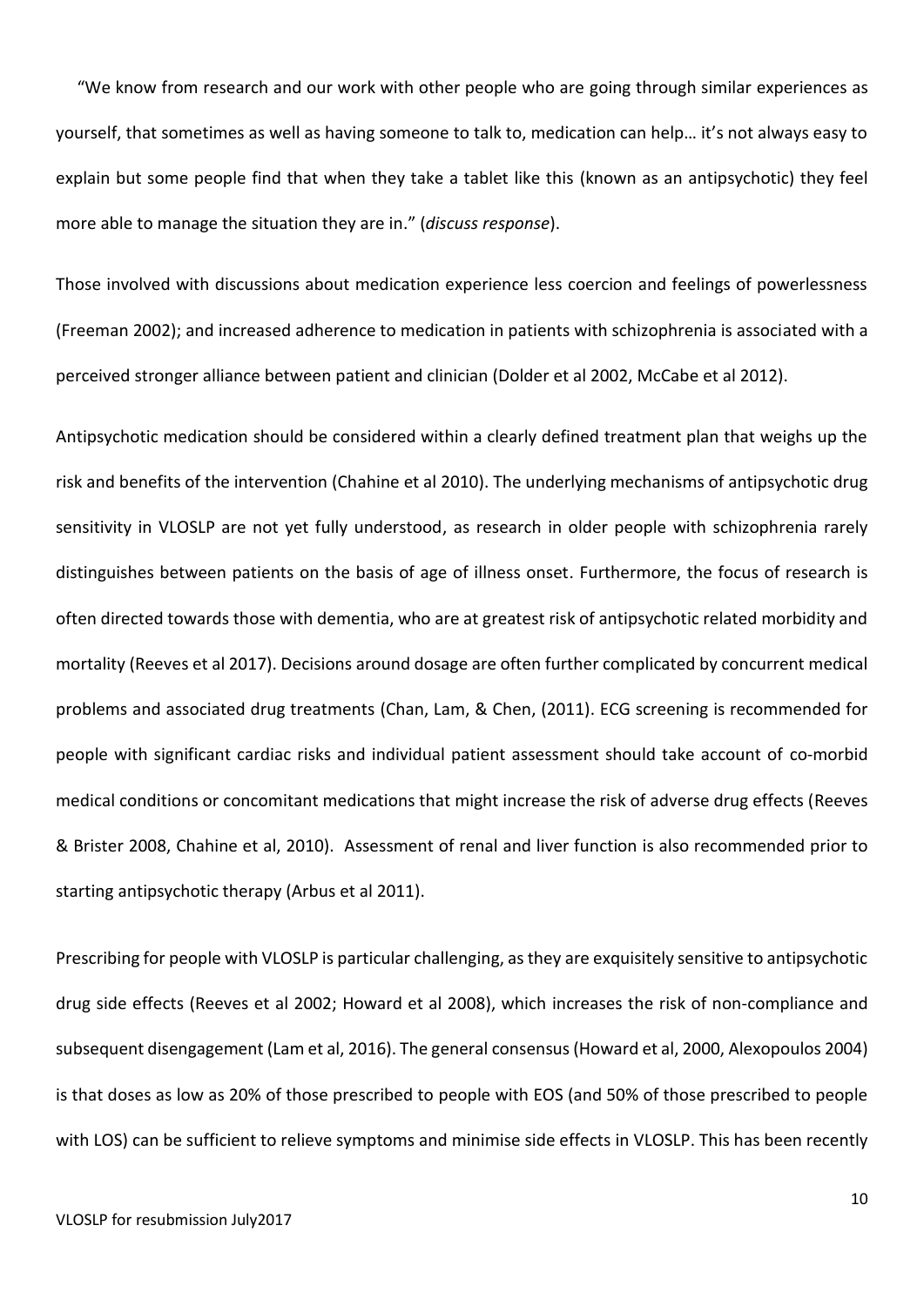"We know from research and our work with other people who are going through similar experiences as yourself, that sometimes as well as having someone to talk to, medication can help… it's not always easy to explain but some people find that when they take a tablet like this (known as an antipsychotic) they feel more able to manage the situation they are in." (*discuss response*).

Those involved with discussions about medication experience less coercion and feelings of powerlessness (Freeman 2002); and increased adherence to medication in patients with schizophrenia is associated with a perceived stronger alliance between patient and clinician (Dolder et al 2002, McCabe et al 2012).

Antipsychotic medication should be considered within a clearly defined treatment plan that weighs up the risk and benefits of the intervention (Chahine et al 2010). The underlying mechanisms of antipsychotic drug sensitivity in VLOSLP are not yet fully understood, as research in older people with schizophrenia rarely distinguishes between patients on the basis of age of illness onset. Furthermore, the focus of research is often directed towards those with dementia, who are at greatest risk of antipsychotic related morbidity and mortality (Reeves et al 2017). Decisions around dosage are often further complicated by concurrent medical problems and associated drug treatments (Chan, Lam, & Chen, (2011). ECG screening is recommended for people with significant cardiac risks and individual patient assessment should take account of co-morbid medical conditions or concomitant medications that might increase the risk of adverse drug effects (Reeves & Brister 2008, Chahine et al, 2010). Assessment of renal and liver function is also recommended prior to starting antipsychotic therapy (Arbus et al 2011).

Prescribing for people with VLOSLP is particular challenging, as they are exquisitely sensitive to antipsychotic drug side effects (Reeves et al 2002; Howard et al 2008), which increases the risk of non-compliance and subsequent disengagement (Lam et al, 2016). The general consensus (Howard et al, 2000, Alexopoulos 2004) is that doses as low as 20% of those prescribed to people with EOS (and 50% of those prescribed to people with LOS) can be sufficient to relieve symptoms and minimise side effects in VLOSLP. This has been recently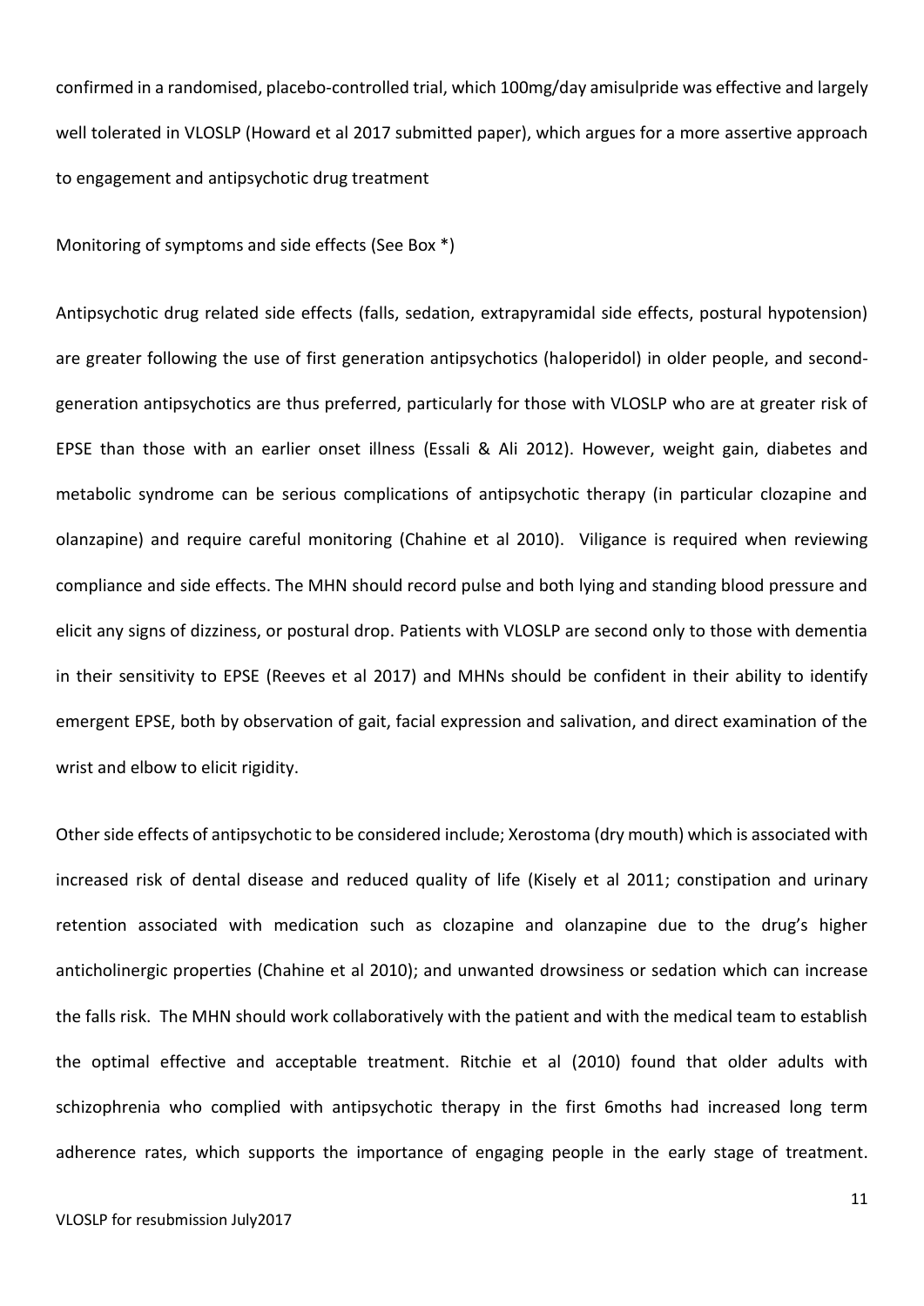confirmed in a randomised, placebo-controlled trial, which 100mg/day amisulpride was effective and largely well tolerated in VLOSLP (Howard et al 2017 submitted paper), which argues for a more assertive approach to engagement and antipsychotic drug treatment

Monitoring of symptoms and side effects (See Box *)

Antipsychotic drug related side effects (falls, sedation, extrapyramidal side effects, postural hypotension) are greater following the use of first generation antipsychotics (haloperidol) in older people, and second-generation antipsychotics are thus preferred, particularly for those with VLOSLP who are at greater risk of EPSE than those with an earlier onset illness (Essali & Ali 2012). However, weight gain, diabetes and metabolic syndrome can be serious complications of antipsychotic therapy (in particular clozapine and olanzapine) and require careful monitoring (Chahine et al 2010). Viligance is required when reviewing compliance and side effects. The MHN should record pulse and both lying and standing blood pressure and elicit any signs of dizziness, or postural drop. Patients with VLOSLP are second only to those with dementia in their sensitivity to EPSE (Reeves et al 2017) and MHNs should be confident in their ability to identify emergent EPSE, both by observation of gait, facial expression and salivation, and direct examination of the wrist and elbow to elicit rigidity.

Other side effects of antipsychotic to be considered include; Xerostoma (dry mouth) which is associated with increased risk of dental disease and reduced quality of life (Kisely et al 2011; constipation and urinary retention associated with medication such as clozapine and olanzapine due to the drug's higher anticholinergic properties (Chahine et al 2010); and unwanted drowsiness or sedation which can increase the falls risk. The MHN should work collaboratively with the patient and with the medical team to establish the optimal effective and acceptable treatment. Ritchie et al (2010) found that older adults with schizophrenia who complied with antipsychotic therapy in the first 6moths had increased long term adherence rates, which supports the importance of engaging people in the early stage of treatment.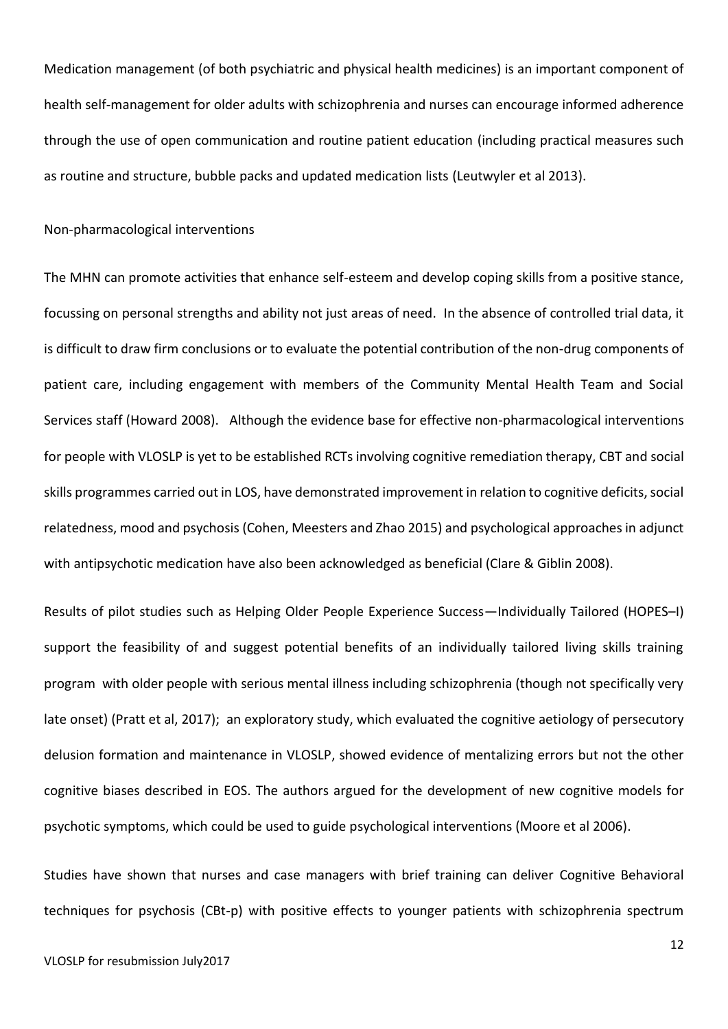Medication management (of both psychiatric and physical health medicines) is an important component of health self-management for older adults with schizophrenia and nurses can encourage informed adherence through the use of open communication and routine patient education (including practical measures such as routine and structure, bubble packs and updated medication lists (Leutwyler et al 2013).

Non-pharmacological interventions

The MHN can promote activities that enhance self-esteem and develop coping skills from a positive stance, focussing on personal strengths and ability not just areas of need. In the absence of controlled trial data, it is difficult to draw firm conclusions or to evaluate the potential contribution of the non-drug components of patient care, including engagement with members of the Community Mental Health Team and Social Services staff (Howard 2008). Although the evidence base for effective non-pharmacological interventions for people with VLOSLP is yet to be established RCTs involving cognitive remediation therapy, CBT and social skills programmes carried out in LOS, have demonstrated improvement in relation to cognitive deficits, social relatedness, mood and psychosis (Cohen, Meesters and Zhao 2015) and psychological approaches in adjunct with antipsychotic medication have also been acknowledged as beneficial (Clare & Giblin 2008).

Results of pilot studies such as Helping Older People Experience Success—Individually Tailored (HOPES–I) support the feasibility of and suggest potential benefits of an individually tailored living skills training program with older people with serious mental illness including schizophrenia (though not specifically very late onset) (Pratt et al, 2017); an exploratory study, which evaluated the cognitive aetiology of persecutory delusion formation and maintenance in VLOSLP, showed evidence of mentalizing errors but not the other cognitive biases described in EOS. The authors argued for the development of new cognitive models for psychotic symptoms, which could be used to guide psychological interventions (Moore et al 2006).

Studies have shown that nurses and case managers with brief training can deliver Cognitive Behavioral techniques for psychosis (CBt-p) with positive effects to younger patients with schizophrenia spectrum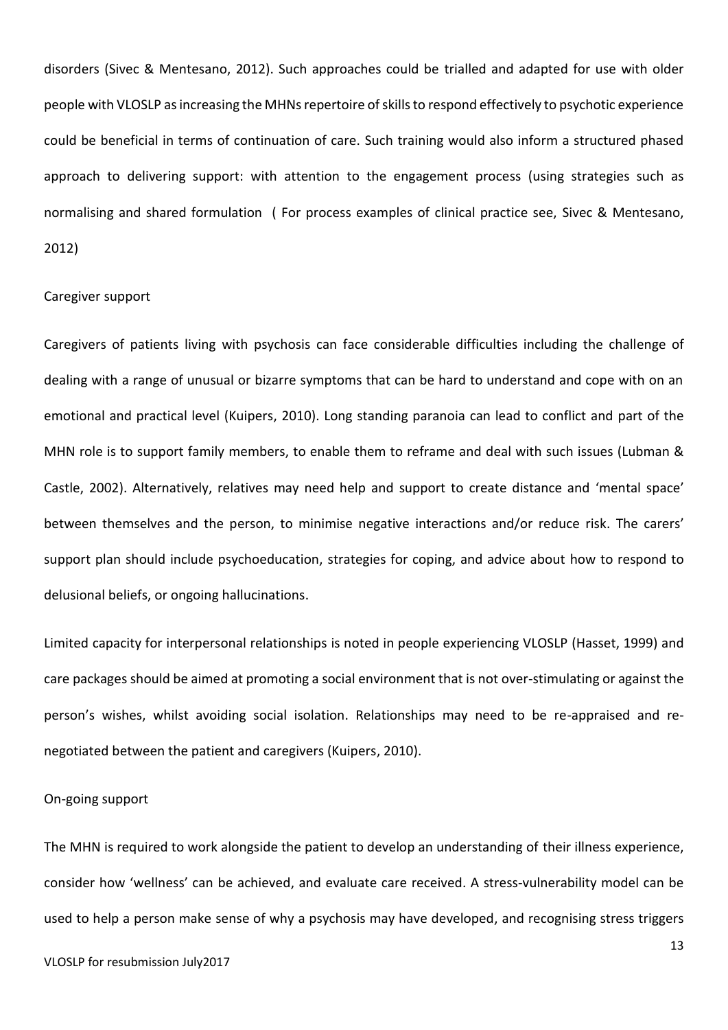disorders (Sivec & Mentesano, 2012). Such approaches could be trialled and adapted for use with older people with VLOSLP as increasing the MHNs repertoire of skills to respond effectively to psychotic experience could be beneficial in terms of continuation of care. Such training would also inform a structured phased approach to delivering support: with attention to the engagement process (using strategies such as normalising and shared formulation ( For process examples of clinical practice see, Sivec & Mentesano, 2012)

## Caregiver support

Caregivers of patients living with psychosis can face considerable difficulties including the challenge of dealing with a range of unusual or bizarre symptoms that can be hard to understand and cope with on an emotional and practical level (Kuipers, 2010). Long standing paranoia can lead to conflict and part of the MHN role is to support family members, to enable them to reframe and deal with such issues (Lubman & Castle, 2002). Alternatively, relatives may need help and support to create distance and 'mental space' between themselves and the person, to minimise negative interactions and/or reduce risk. The carers' support plan should include psychoeducation, strategies for coping, and advice about how to respond to delusional beliefs, or ongoing hallucinations.

Limited capacity for interpersonal relationships is noted in people experiencing VLOSLP (Hasset, 1999) and care packages should be aimed at promoting a social environment that is not over-stimulating or against the person's wishes, whilst avoiding social isolation. Relationships may need to be re-appraised and re-negotiated between the patient and caregivers (Kuipers, 2010).

## On-going support

The MHN is required to work alongside the patient to develop an understanding of their illness experience, consider how 'wellness' can be achieved, and evaluate care received. A stress-vulnerability model can be used to help a person make sense of why a psychosis may have developed, and recognising stress triggers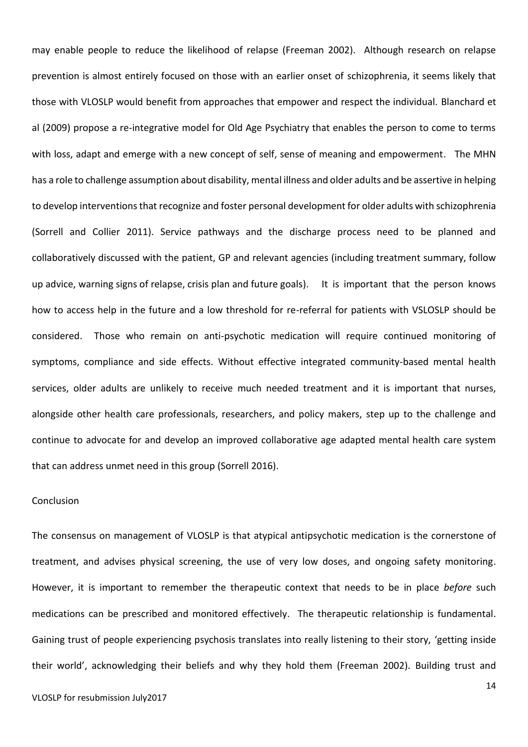may enable people to reduce the likelihood of relapse (Freeman 2002). Although research on relapse prevention is almost entirely focused on those with an earlier onset of schizophrenia, it seems likely that those with VLOSLP would benefit from approaches that empower and respect the individual. Blanchard et al (2009) propose a re-integrative model for Old Age Psychiatry that enables the person to come to terms with loss, adapt and emerge with a new concept of self, sense of meaning and empowerment. The MHN has a role to challenge assumption about disability, mental illness and older adults and be assertive in helping to develop interventions that recognize and foster personal development for older adults with schizophrenia (Sorrell and Collier 2011). Service pathways and the discharge process need to be planned and collaboratively discussed with the patient, GP and relevant agencies (including treatment summary, follow up advice, warning signs of relapse, crisis plan and future goals). It is important that the person knows how to access help in the future and a low threshold for re-referral for patients with VSLOSLP should be considered. Those who remain on anti-psychotic medication will require continued monitoring of symptoms, compliance and side effects. Without effective integrated community-based mental health services, older adults are unlikely to receive much needed treatment and it is important that nurses, alongside other health care professionals, researchers, and policy makers, step up to the challenge and continue to advocate for and develop an improved collaborative age adapted mental health care system that can address unmet need in this group (Sorrell 2016).

## Conclusion

The consensus on management of VLOSLP is that atypical antipsychotic medication is the cornerstone of treatment, and advises physical screening, the use of very low doses, and ongoing safety monitoring. However, it is important to remember the therapeutic context that needs to be in place *before* such medications can be prescribed and monitored effectively. The therapeutic relationship is fundamental. Gaining trust of people experiencing psychosis translates into really listening to their story, 'getting inside their world', acknowledging their beliefs and why they hold them (Freeman 2002). Building trust and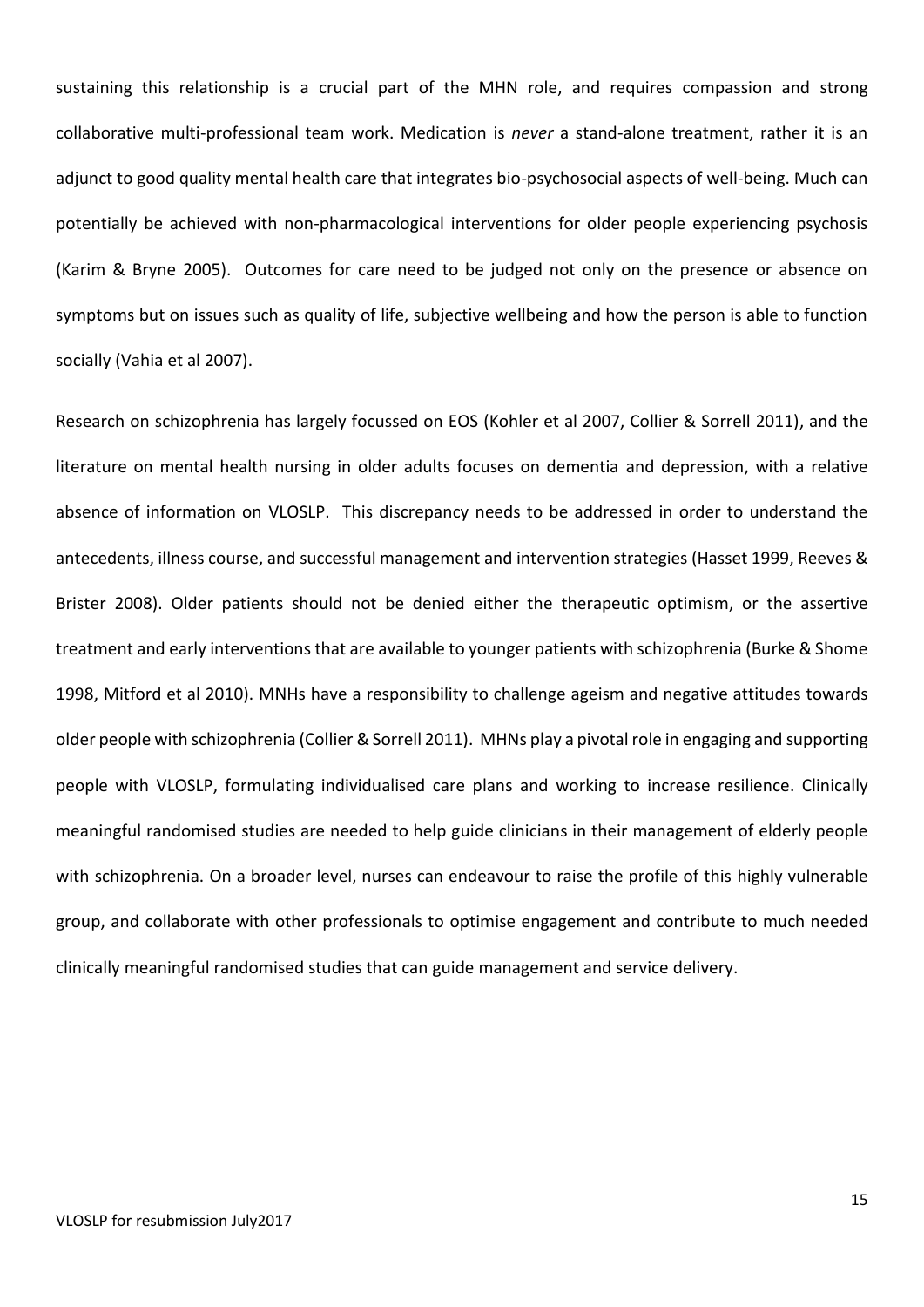sustaining this relationship is a crucial part of the MHN role, and requires compassion and strong collaborative multi-professional team work. Medication is *never* a stand-alone treatment, rather it is an adjunct to good quality mental health care that integrates bio-psychosocial aspects of well-being. Much can potentially be achieved with non-pharmacological interventions for older people experiencing psychosis (Karim & Bryne 2005). Outcomes for care need to be judged not only on the presence or absence on symptoms but on issues such as quality of life, subjective wellbeing and how the person is able to function socially (Vahia et al 2007).

Research on schizophrenia has largely focussed on EOS (Kohler et al 2007, Collier & Sorrell 2011), and the literature on mental health nursing in older adults focuses on dementia and depression, with a relative absence of information on VLOSLP. This discrepancy needs to be addressed in order to understand the antecedents, illness course, and successful management and intervention strategies (Hasset 1999, Reeves & Brister 2008). Older patients should not be denied either the therapeutic optimism, or the assertive treatment and early interventions that are available to younger patients with schizophrenia (Burke & Shome 1998, Mitford et al 2010). MNHs have a responsibility to challenge ageism and negative attitudes towards older people with schizophrenia (Collier & Sorrell 2011). MHNs play a pivotal role in engaging and supporting people with VLOSLP, formulating individualised care plans and working to increase resilience. Clinically meaningful randomised studies are needed to help guide clinicians in their management of elderly people with schizophrenia. On a broader level, nurses can endeavour to raise the profile of this highly vulnerable group, and collaborate with other professionals to optimise engagement and contribute to much needed clinically meaningful randomised studies that can guide management and service delivery.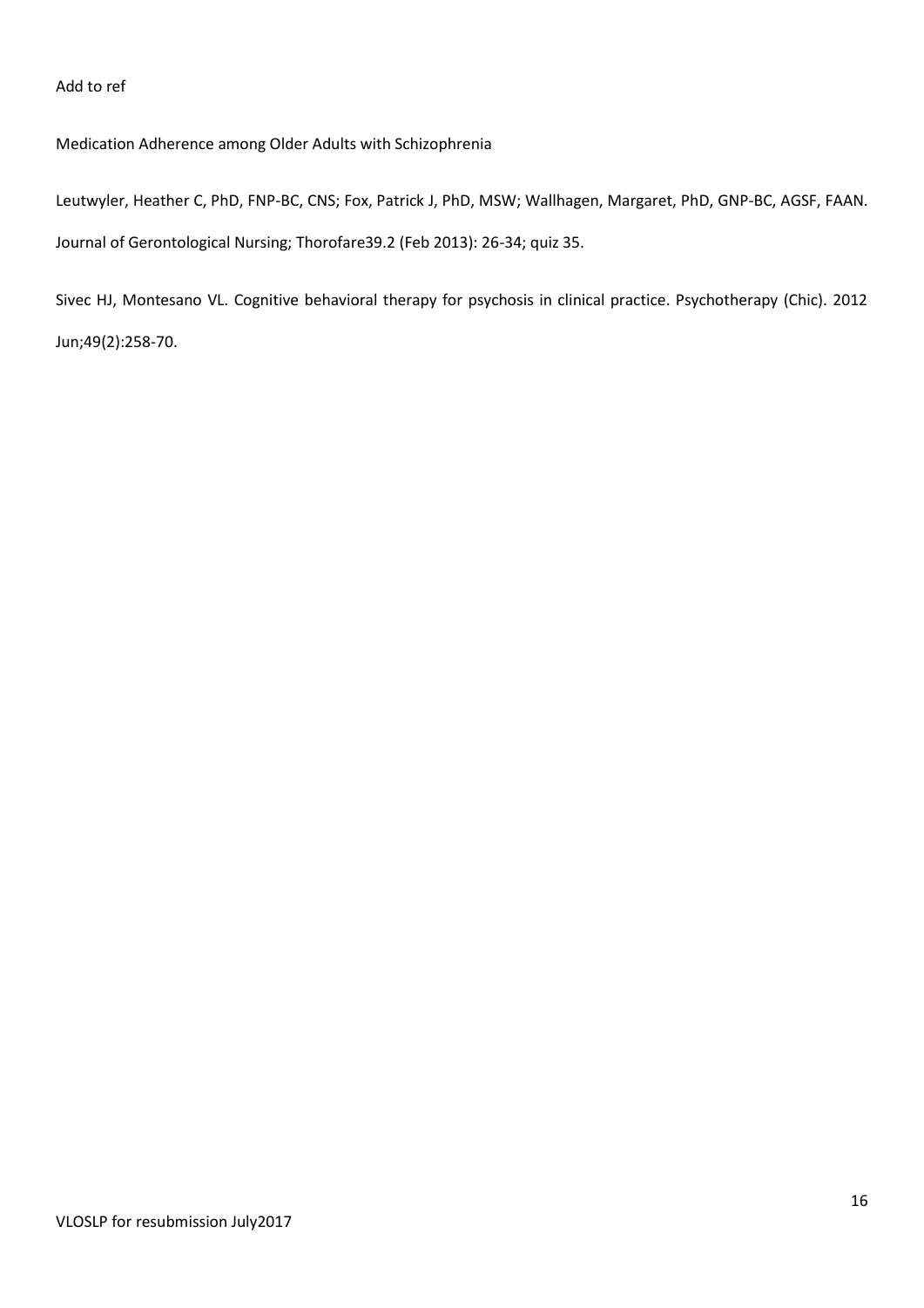Add to ref

Medication Adherence among Older Adults with Schizophrenia

Leutwyler, Heather C, PhD, FNP-BC, CNS; Fox, Patrick J, PhD, MSW; Wallhagen, Margaret, PhD, GNP-BC, AGSF, FAAN. Journal of Gerontological Nursing; Thorofare39.2 (Feb 2013): 26-34; quiz 35.

Sivec HJ, Montesano VL. Cognitive behavioral therapy for psychosis in clinical practice. Psychotherapy (Chic). 2012 Jun;49(2):258-70.